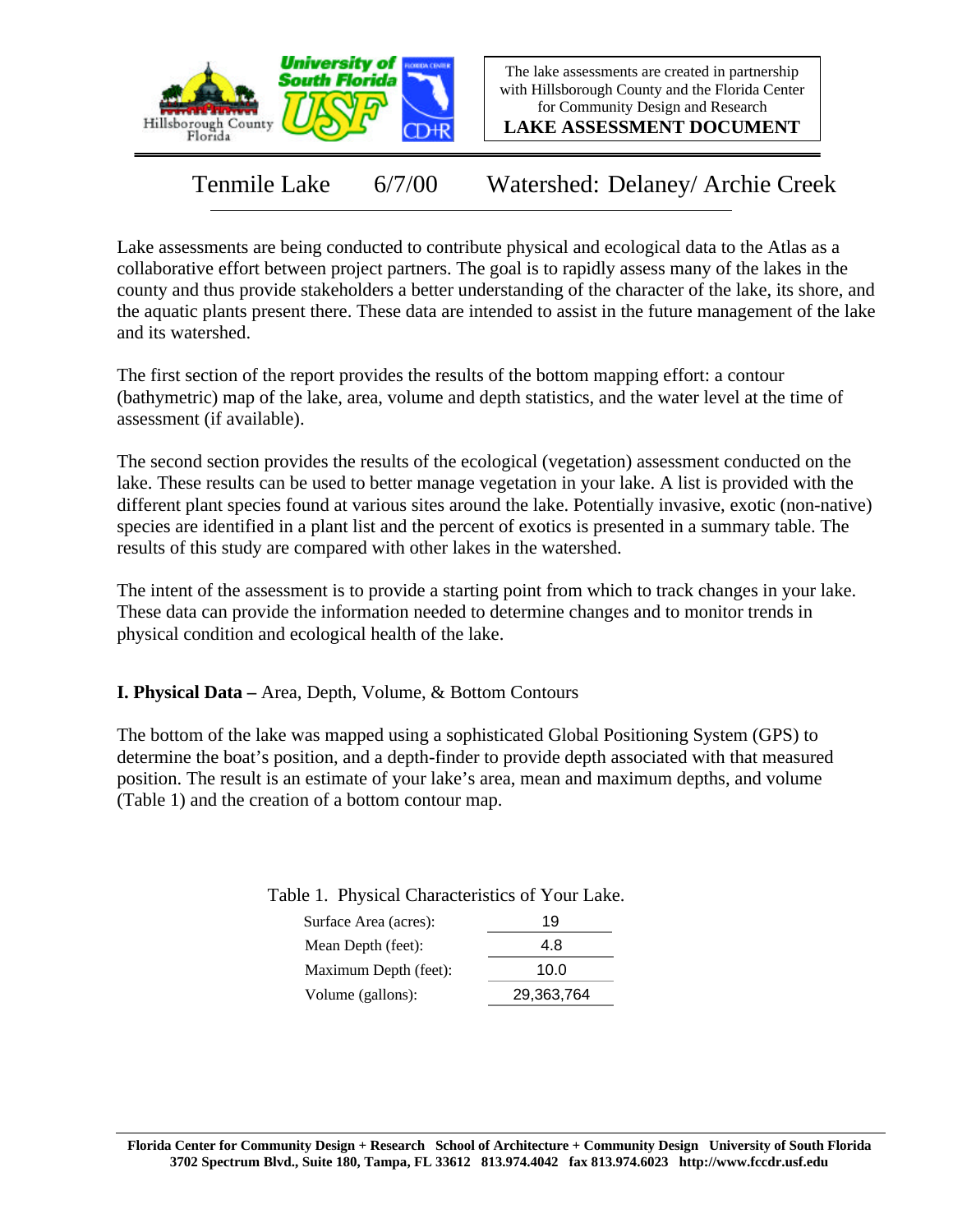The lake assessments are created in partnership with Hillsborough County and the Florida Center for Community Design and Research

**LAKE ASSESSMENT DOCUMENT**

# Tenmile Lake 6/7/00 Watershed: Delaney/ Archie Creek

Lake assessments are being conducted to contribute physical and ecological data to the Atlas as a collaborative effort between project partners. The goal is to rapidly assess many of the lakes in the county and thus provide stakeholders a better understanding of the character of the lake, its shore, and the aquatic plants present there. These data are intended to assist in the future management of the lake and its watershed.

The first section of the report provides the results of the bottom mapping effort: a contour (bathymetric) map of the lake, area, volume and depth statistics, and the water level at the time of assessment (if available).

The second section provides the results of the ecological (vegetation) assessment conducted on the lake. These results can be used to better manage vegetation in your lake. A list is provided with the different plant species found at various sites around the lake. Potentially invasive, exotic (non-native) species are identified in a plant list and the percent of exotics is presented in a summary table. The results of this study are compared with other lakes in the watershed.

The intent of the assessment is to provide a starting point from which to track changes in your lake. These data can provide the information needed to determine changes and to monitor trends in physical condition and ecological health of the lake.

## I. Physical Data – Area, Depth, Volume, & Bottom Contours

The bottom of the lake was mapped using a sophisticated Global Positioning System (GPS) to determine the boat's position, and a depth-finder to provide depth associated with that measured position. The result is an estimate of your lake's area, mean and maximum depths, and volume (Table 1) and the creation of a bottom contour map.

Table 1. Physical Characteristics of Your Lake.

| | |
|---|---|
| Surface Area (acres): | 19 |
| Mean Depth (feet): | 4.8 |
| Maximum Depth (feet): | 10.0 |
| Volume (gallons): | 29,363,764 |

**Florida Center for Community Design + Research School of Architecture + Community Design University of South Florida**
**3702 Spectrum Blvd., Suite 180, Tampa, FL 33612 813.974.4042 fax 813.974.6023 http://www.fccdr.usf.edu**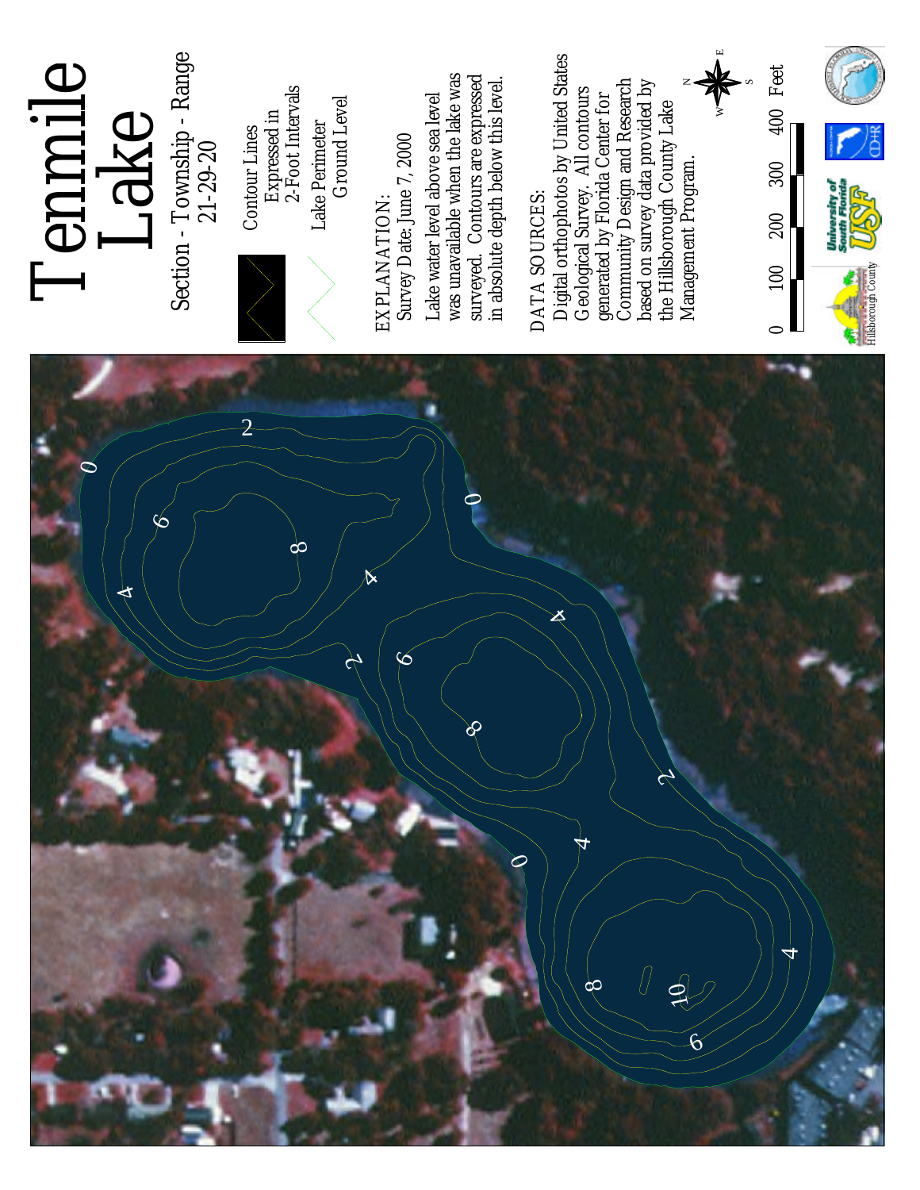# Tenmile Lake

Section - Township - Range
21-29-20

Contour Lines Expressed in 2-Foot Intervals

Lake Perimeter Ground Level

EXPLANATION:
Survey Date: June 7, 2000

Lake water level above sea level was unavailable when the lake was surveyed. Contours are expressed in absolute depth below this level.

DATA SOURCES:
Digital orthophotos by United States Geological Survey. All contours generated by Florida Center for Community Design and Research based on survey data provided by the Hillsborough County Lake Management Program.

N E S W

0 100 200 300 400 Feet

Hillsborough County

University of South Florida USF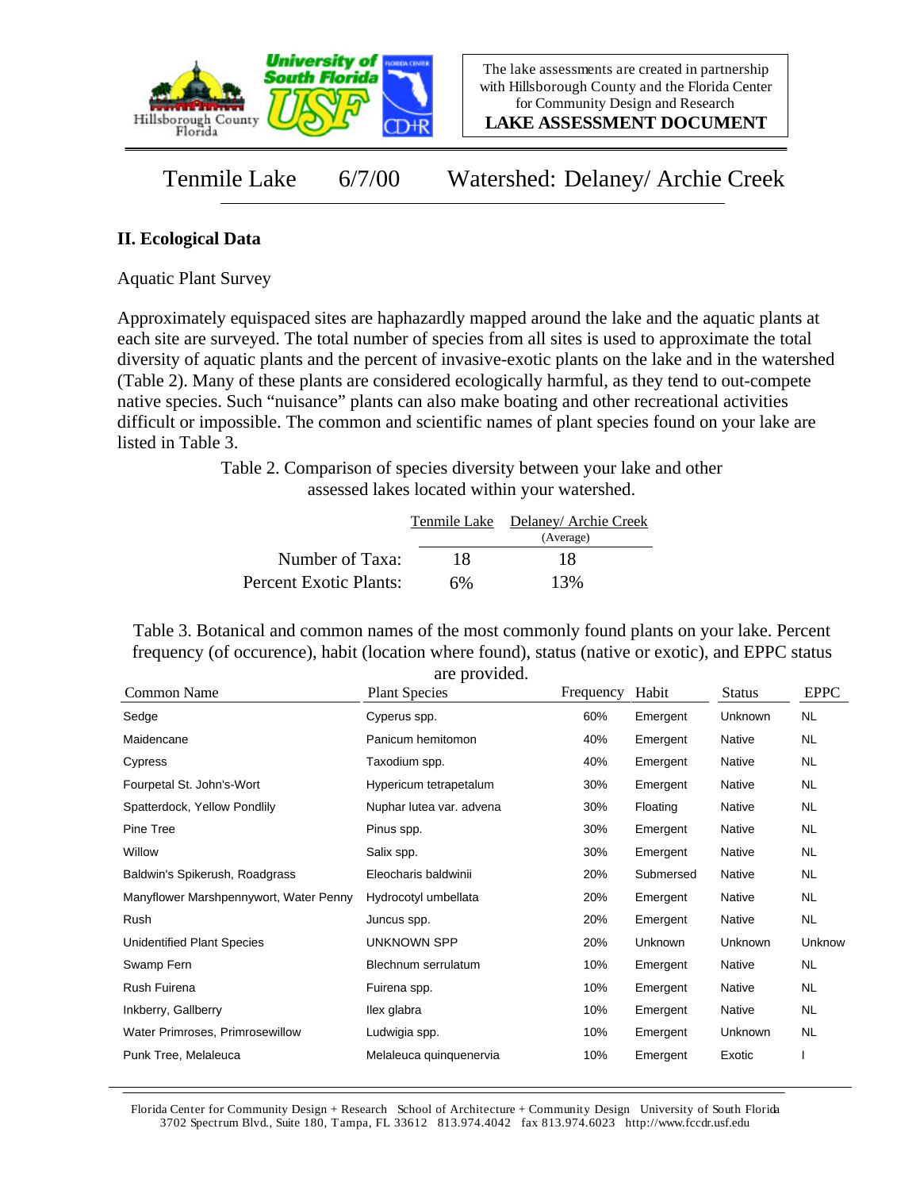The lake assessments are created in partnership with Hillsborough County and the Florida Center for Community Design and Research

**LAKE ASSESSMENT DOCUMENT**

# Tenmile Lake 6/7/00 Watershed: Delaney/ Archie Creek

## II. Ecological Data

Aquatic Plant Survey

Approximately equispaced sites are haphazardly mapped around the lake and the aquatic plants at each site are surveyed. The total number of species from all sites is used to approximate the total diversity of aquatic plants and the percent of invasive-exotic plants on the lake and in the watershed (Table 2). Many of these plants are considered ecologically harmful, as they tend to out-compete native species. Such "nuisance" plants can also make boating and other recreational activities difficult or impossible. The common and scientific names of plant species found on your lake are listed in Table 3.

Table 2. Comparison of species diversity between your lake and other assessed lakes located within your watershed.

| | Tenmile Lake | Delaney/ Archie Creek (Average) |
|---|---|---|
| Number of Taxa: | 18 | 18 |
| Percent Exotic Plants: | 6% | 13% |

Table 3. Botanical and common names of the most commonly found plants on your lake. Percent frequency (of occurence), habit (location where found), status (native or exotic), and EPPC status are provided.

| Common Name | Plant Species | Frequency | Habit | Status | EPPC |
|---|---|---|---|---|---|
| Sedge | Cyperus spp. | 60% | Emergent | Unknown | NL |
| Maidencane | Panicum hemitomon | 40% | Emergent | Native | NL |
| Cypress | Taxodium spp. | 40% | Emergent | Native | NL |
| Fourpetal St. John's-Wort | Hypericum tetrapetalum | 30% | Emergent | Native | NL |
| Spatterdock, Yellow Pondlily | Nuphar lutea var. advena | 30% | Floating | Native | NL |
| Pine Tree | Pinus spp. | 30% | Emergent | Native | NL |
| Willow | Salix spp. | 30% | Emergent | Native | NL |
| Baldwin's Spikerush, Roadgrass | Eleocharis baldwinii | 20% | Submersed | Native | NL |
| Manyflower Marshpennywort, Water Penny | Hydrocotyl umbellata | 20% | Emergent | Native | NL |
| Rush | Juncus spp. | 20% | Emergent | Native | NL |
| Unidentified Plant Species | UNKNOWN SPP | 20% | Unknown | Unknown | Unknow |
| Swamp Fern | Blechnum serrulatum | 10% | Emergent | Native | NL |
| Rush Fuirena | Fuirena spp. | 10% | Emergent | Native | NL |
| Inkberry, Gallberry | Ilex glabra | 10% | Emergent | Native | NL |
| Water Primroses, Primrosewillow | Ludwigia spp. | 10% | Emergent | Unknown | NL |
| Punk Tree, Melaleuca | Melaleuca quinquenervia | 10% | Emergent | Exotic | I |

Florida Center for Community Design + Research School of Architecture + Community Design University of South Florida 3702 Spectrum Blvd., Suite 180, Tampa, FL 33612 813.974.4042 fax 813.974.6023 http://www.fccdr.usf.edu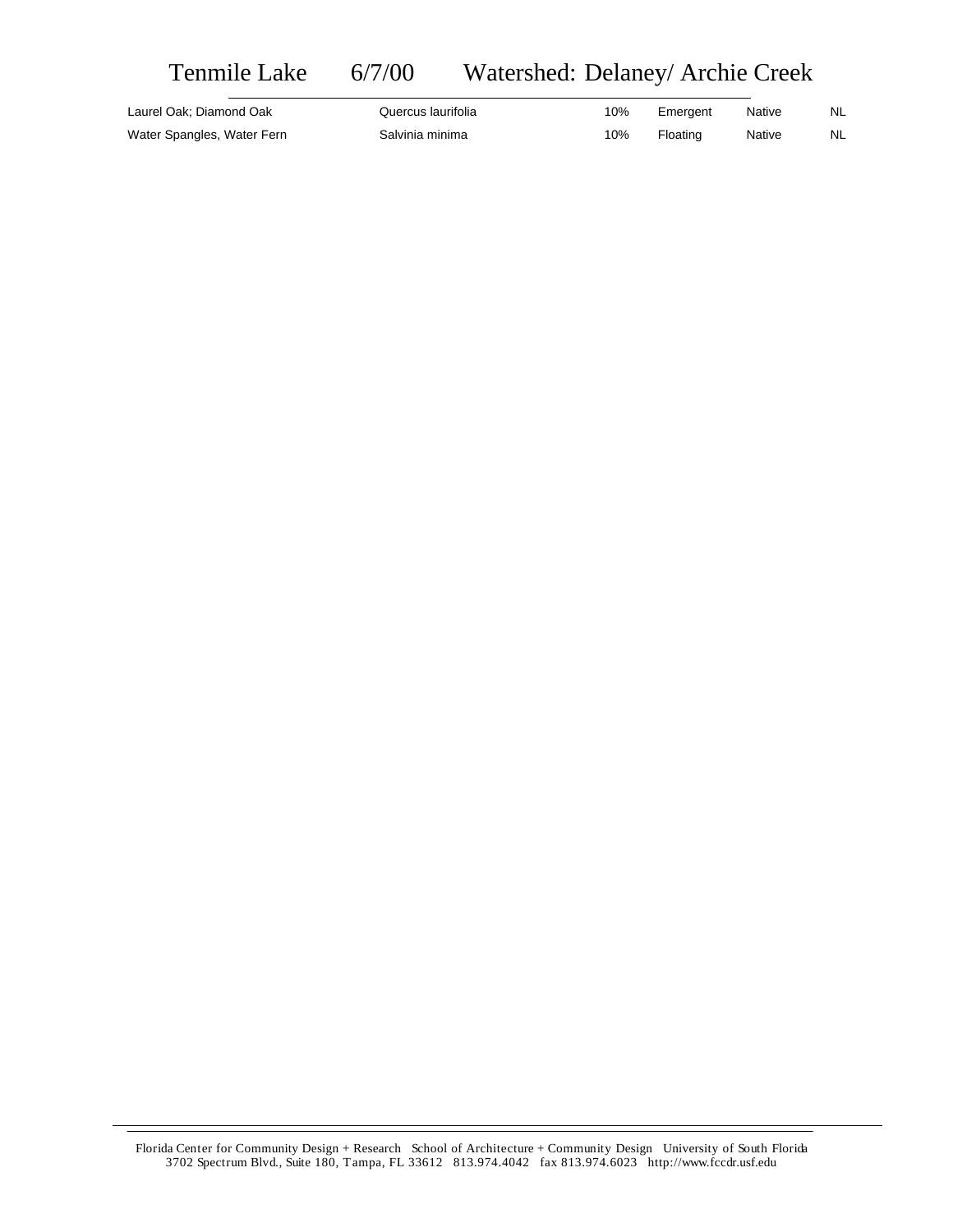# Tenmile Lake 6/7/00 Watershed: Delaney/ Archie Creek

| | | | | | |
|---|---|---|---|---|---|
| Laurel Oak; Diamond Oak | Quercus laurifolia | 10% | Emergent | Native | NL |
| Water Spangles, Water Fern | Salvinia minima | 10% | Floating | Native | NL |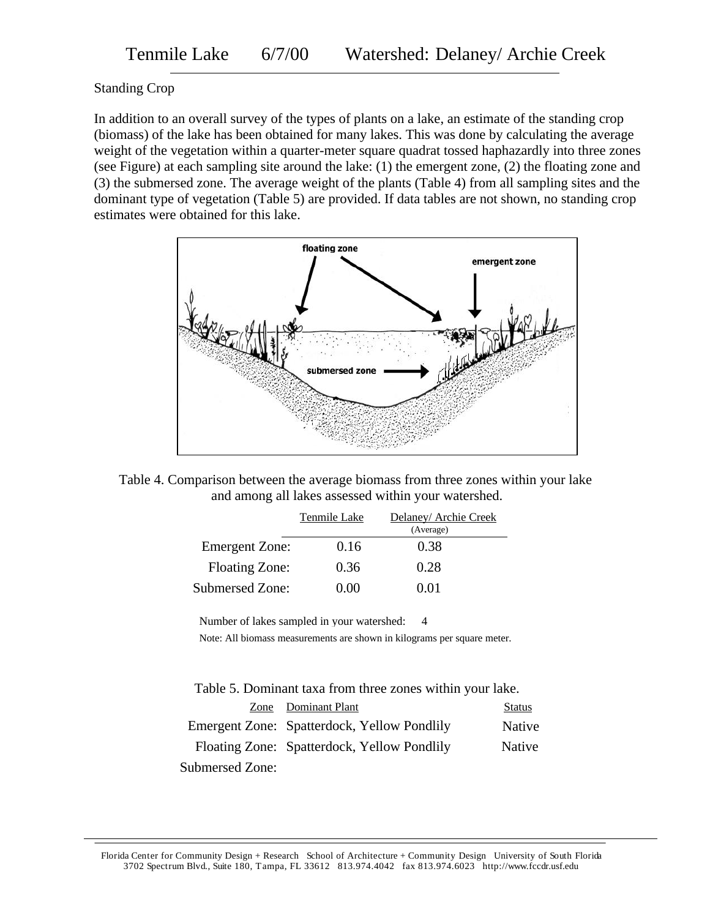Tenmile Lake 6/7/00 Watershed: Delaney/ Archie Creek

Standing Crop

In addition to an overall survey of the types of plants on a lake, an estimate of the standing crop (biomass) of the lake has been obtained for many lakes. This was done by calculating the average weight of the vegetation within a quarter-meter square quadrat tossed haphazardly into three zones (see Figure) at each sampling site around the lake: (1) the emergent zone, (2) the floating zone and (3) the submersed zone. The average weight of the plants (Table 4) from all sampling sites and the dominant type of vegetation (Table 5) are provided. If data tables are not shown, no standing crop estimates were obtained for this lake.

floating zone

emergent zone

submersed zone

Table 4. Comparison between the average biomass from three zones within your lake and among all lakes assessed within your watershed.

| | Tenmile Lake | Delaney/ Archie Creek (Average) |
|---|---|---|
| Emergent Zone: | 0.16 | 0.38 |
| Floating Zone: | 0.36 | 0.28 |
| Submersed Zone: | 0.00 | 0.01 |

Number of lakes sampled in your watershed: 4

Note: All biomass measurements are shown in kilograms per square meter.

Table 5. Dominant taxa from three zones within your lake.

| Zone | Dominant Plant | Status |
|---|---|---|
| Emergent Zone: | Spatterdock, Yellow Pondlily | Native |
| Floating Zone: | Spatterdock, Yellow Pondlily | Native |
| Submersed Zone: | | |